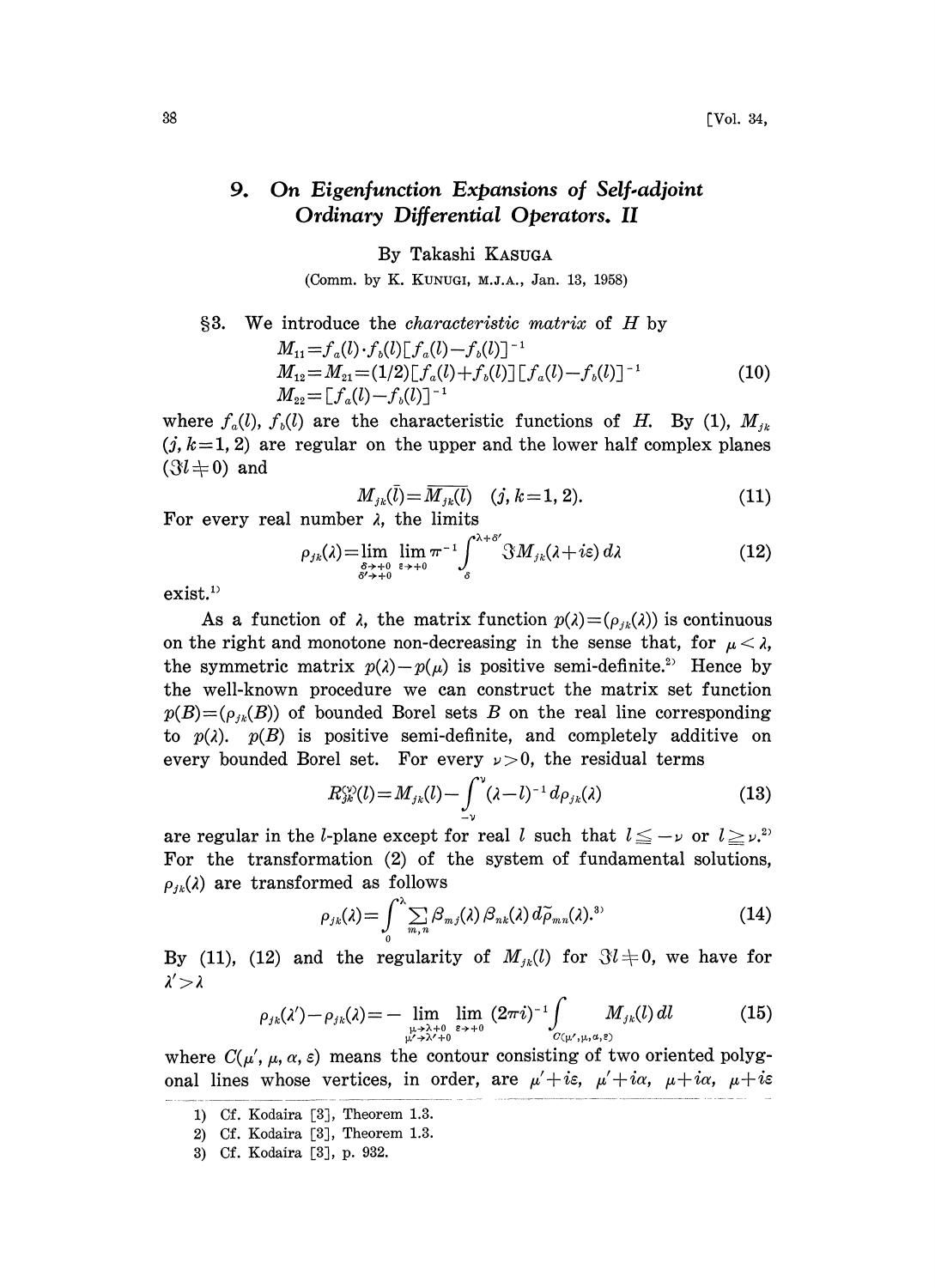# 9. On Eigenfunction Expansions of Self-adjoint Ordinary Differential Operators. II

By Takashi KASUGA

(Comm. by K. KUNUGI, M.J.A., Jan. 13, 1958)

§3. We introduce the *characteristic matrix* of $H$ by

$$
\begin{aligned}
&M_{11}=f_a(l)\cdot f_b(l)[f_a(l)-f_b(l)]^{-1}\\
&M_{12}=M_{21}=(1/2)[f_a(l)+f_b(l)][f_a(l)-f_b(l)]^{-1}\\
&M_{22}=[f_a(l)-f_b(l)]^{-1}
\end{aligned}
\tag{10}
$$

where $f_a(l)$, $f_b(l)$ are the characteristic functions of $H$. By (1), $M_{jk}$ $(j,k=1,2)$ are regular on the upper and the lower half complex planes $(\Im l \neq 0)$ and

$$M_{jk}(\bar{l})=\overline{M_{jk}(l)} \quad (j,k=1,2). \tag{11}$$

For every real number $\lambda$, the limits

$$\rho_{jk}(\lambda)=\lim_{\substack{\delta\to+0\\ \delta'\to+0}}\lim_{\varepsilon\to+0}\pi^{-1}\int_{\delta}^{\lambda+\delta'}\Im M_{jk}(\lambda+i\varepsilon)\,d\lambda \tag{12}$$

exist.[1]

As a function of $\lambda$, the matrix function $p(\lambda)=(\rho_{jk}(\lambda))$ is continuous on the right and monotone non-decreasing in the sense that, for $\mu<\lambda$, the symmetric matrix $p(\lambda)-p(\mu)$ is positive semi-definite.[2] Hence by the well-known procedure we can construct the matrix set function $p(B)=(\rho_{jk}(B))$ of bounded Borel sets $B$ on the real line corresponding to $p(\lambda)$. $p(B)$ is positive semi-definite, and completely additive on every bounded Borel set. For every $\nu>0$, the residual terms

$$R_{jk}^{(\nu)}(l)=M_{jk}(l)-\int_{-\nu}^{\nu}(\lambda-l)^{-1}\,d\rho_{jk}(\lambda) \tag{13}$$

are regular in the $l$-plane except for real $l$ such that $l\leqq-\nu$ or $l\geqq\nu$.[2] For the transformation (2) of the system of fundamental solutions, $\rho_{jk}(\lambda)$ are transformed as follows

$$\rho_{jk}(\lambda)=\int_0^{\lambda}\sum_{m,n}\beta_{mj}(\lambda)\beta_{nk}(\lambda)\,d\tilde{\rho}_{mn}(\lambda).\text{[3]} \tag{14}$$

By (11), (12) and the regularity of $M_{jk}(l)$ for $\Im l\neq 0$, we have for $\lambda'>\lambda$

$$\rho_{jk}(\lambda')-\rho_{jk}(\lambda)=-\lim_{\substack{\mu\to\lambda+0\\ \mu'\to\lambda'+0}}\lim_{\varepsilon\to+0}(2\pi i)^{-1}\int_{C(\mu',\mu,\alpha,\varepsilon)}M_{jk}(l)\,dl \tag{15}$$

where $C(\mu',\mu,\alpha,\varepsilon)$ means the contour consisting of two oriented polygonal lines whose vertices, in order, are $\mu'+i\varepsilon$, $\mu'+i\alpha$, $\mu+i\alpha$, $\mu+i\varepsilon$

---

1) Cf. Kodaira [3], Theorem 1.3.

2) Cf. Kodaira [3], Theorem 1.3.

3) Cf. Kodaira [3], p. 932.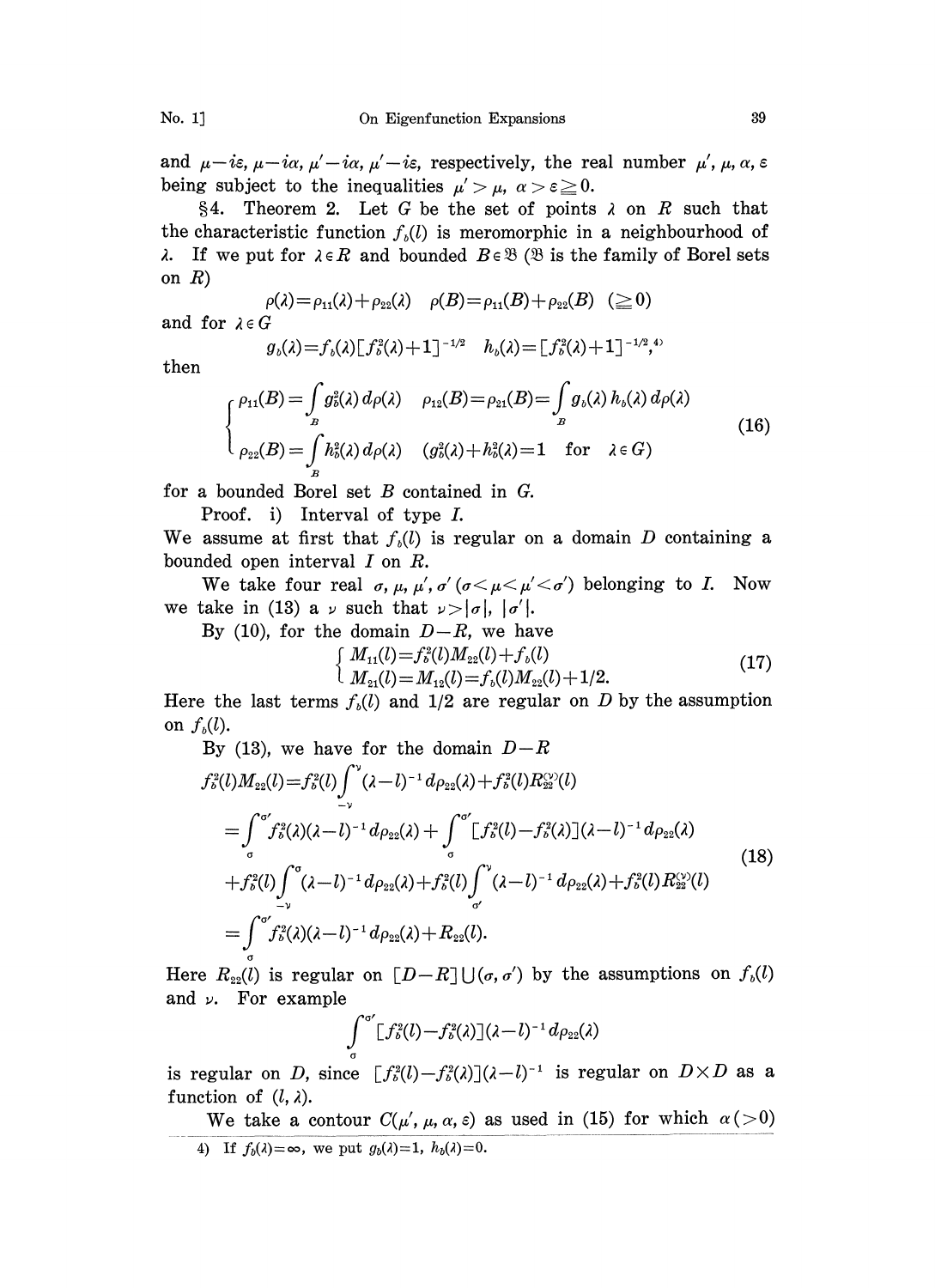and $\mu - i\varepsilon$, $\mu - i\alpha$, $\mu' - i\alpha$, $\mu' - i\varepsilon$, respectively, the real number $\mu'$, $\mu$, $\alpha$, $\varepsilon$ being subject to the inequalities $\mu' > \mu$, $\alpha > \varepsilon \geqq 0$.

§4. Theorem 2. Let $G$ be the set of points $\lambda$ on $R$ such that the characteristic function $f_b(l)$ is meromorphic in a neighbourhood of $\lambda$. If we put for $\lambda \in R$ and bounded $B \in \mathfrak{B}$ ($\mathfrak{B}$ is the family of Borel sets on $R$)

$$\rho(\lambda) = \rho_{11}(\lambda) + \rho_{22}(\lambda) \quad \rho(B) = \rho_{11}(B) + \rho_{22}(B) \quad (\geqq 0)$$

and for $\lambda \in G$

$$g_b(\lambda) = f_b(\lambda)[f_b^2(\lambda)+1]^{-1/2} \quad h_b(\lambda) = [f_b^2(\lambda)+1]^{-1/2},\text{[4]}$$

then

$$\left\{\begin{array}{ll} \rho_{11}(B) = \int_B g_b^2(\lambda)\, d\rho(\lambda) & \rho_{12}(B) = \rho_{21}(B) = \int_B g_b(\lambda)\, h_b(\lambda)\, d\rho(\lambda) \\ \rho_{22}(B) = \int_B h_b^2(\lambda)\, d\rho(\lambda) & (g_b^2(\lambda) + h_b^2(\lambda) = 1 \quad \text{for} \quad \lambda \in G) \end{array}\right. \tag{16}$$

for a bounded Borel set $B$ contained in $G$.

Proof. i) Interval of type $I$.

We assume at first that $f_b(l)$ is regular on a domain $D$ containing a bounded open interval $I$ on $R$.

We take four real $\sigma$, $\mu$, $\mu'$, $\sigma'$ ($\sigma < \mu < \mu' < \sigma'$) belonging to $I$. Now we take in (13) a $\nu$ such that $\nu > |\sigma|$, $|\sigma'|$.

By (10), for the domain $D - R$, we have

$$\left\{\begin{array}{l} M_{11}(l) = f_b^2(l) M_{22}(l) + f_b(l) \\ M_{21}(l) = M_{12}(l) = f_b(l) M_{22}(l) + 1/2. \end{array}\right. \tag{17}$$

Here the last terms $f_b(l)$ and $1/2$ are regular on $D$ by the assumption on $f_b(l)$.

By (13), we have for the domain $D - R$

$$\begin{aligned} f_b^2(l) M_{22}(l) &= f_b^2(l) \int_{-\nu}^{\nu} (\lambda - l)^{-1}\, d\rho_{22}(\lambda) + f_b^2(l) R_{22}^{(\nu)}(l) \\ &= \int_{\sigma}^{\sigma'} f_b^2(\lambda)(\lambda - l)^{-1}\, d\rho_{22}(\lambda) + \int_{\sigma}^{\sigma'} [f_b^2(l) - f_b^2(\lambda)](\lambda - l)^{-1}\, d\rho_{22}(\lambda) \\ &\quad + f_b^2(l) \int_{-\nu}^{\sigma} (\lambda - l)^{-1}\, d\rho_{22}(\lambda) + f_b^2(l) \int_{\sigma'}^{\nu} (\lambda - l)^{-1}\, d\rho_{22}(\lambda) + f_b^2(l) R_{22}^{(\nu)}(l) \\ &= \int_{\sigma}^{\sigma'} f_b^2(\lambda)(\lambda - l)^{-1}\, d\rho_{22}(\lambda) + R_{22}(l). \end{aligned} \tag{18}$$

Here $R_{22}(l)$ is regular on $[D - R] \cup (\sigma, \sigma')$ by the assumptions on $f_b(l)$ and $\nu$. For example

$$\int_{\sigma}^{\sigma'} [f_b^2(l) - f_b^2(\lambda)](\lambda - l)^{-1}\, d\rho_{22}(\lambda)$$

is regular on $D$, since $[f_b^2(l) - f_b^2(\lambda)](\lambda - l)^{-1}$ is regular on $D \times D$ as a function of $(l, \lambda)$.

We take a contour $C(\mu', \mu, \alpha, \varepsilon)$ as used in (15) for which $\alpha (> 0)$

[4] If $f_b(\lambda) = \infty$, we put $g_b(\lambda) = 1$, $h_b(\lambda) = 0$.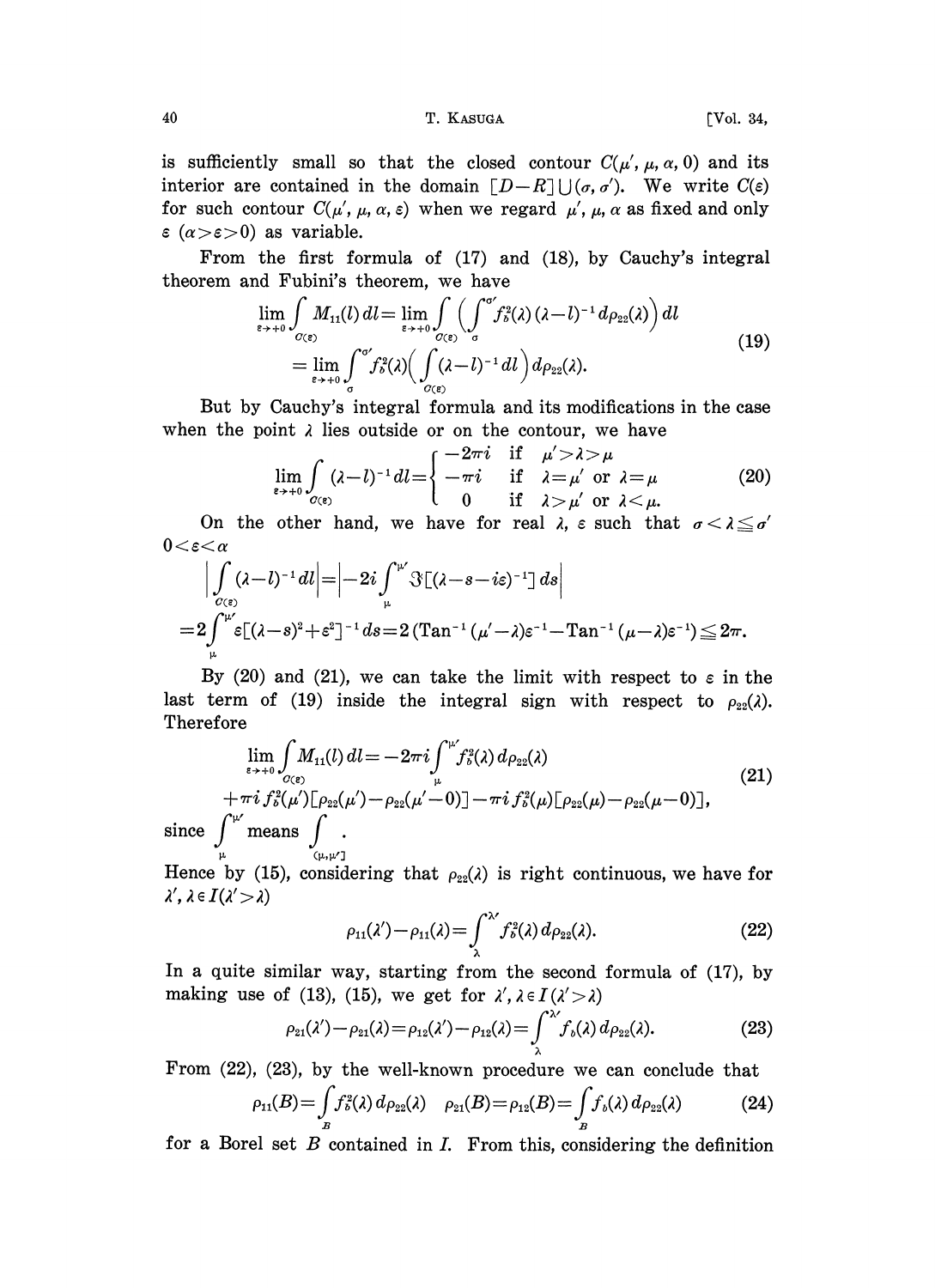is sufficiently small so that the closed contour $C(\mu', \mu, \alpha, 0)$ and its interior are contained in the domain $[D-R] \cup (\sigma, \sigma')$. We write $C(\varepsilon)$ for such contour $C(\mu', \mu, \alpha, \varepsilon)$ when we regard $\mu', \mu, \alpha$ as fixed and only $\varepsilon$ $(\alpha > \varepsilon > 0)$ as variable.

From the first formula of (17) and (18), by Cauchy's integral theorem and Fubini's theorem, we have

$$\lim_{\varepsilon \to +0} \int_{C(\varepsilon)} M_{11}(l)\, dl = \lim_{\varepsilon \to +0} \int_{C(\varepsilon)} \Big( \int_{\sigma}^{\sigma'} f_b^2(\lambda)(\lambda - l)^{-1}\, d\rho_{22}(\lambda) \Big)\, dl$$
$$= \lim_{\varepsilon \to +0} \int_{\sigma}^{\sigma'} f_b^2(\lambda) \Big( \int_{C(\varepsilon)} (\lambda - l)^{-1}\, dl \Big)\, d\rho_{22}(\lambda). \tag{19}$$

But by Cauchy's integral formula and its modifications in the case when the point $\lambda$ lies outside or on the contour, we have

$$\lim_{\varepsilon \to +0} \int_{C(\varepsilon)} (\lambda - l)^{-1}\, dl = \begin{cases} -2\pi i & \text{if} \quad \mu' > \lambda > \mu \\ -\pi i & \text{if} \quad \lambda = \mu' \text{ or } \lambda = \mu \\ 0 & \text{if} \quad \lambda > \mu' \text{ or } \lambda < \mu. \end{cases} \tag{20}$$

On the other hand, we have for real $\lambda$, $\varepsilon$ such that $\sigma < \lambda \leqq \sigma'$ $0 < \varepsilon < \alpha$

$$\Big| \int_{C(\varepsilon)} (\lambda - l)^{-1}\, dl \Big| = \Big| -2i \int_{\mu}^{\mu'} \Im [(\lambda - s - i\varepsilon)^{-1}]\, ds \Big|$$
$$= 2 \int_{\mu}^{\mu'} \varepsilon [(\lambda - s)^2 + \varepsilon^2]^{-1}\, ds = 2\,(\mathrm{Tan}^{-1}(\mu' - \lambda)\varepsilon^{-1} - \mathrm{Tan}^{-1}(\mu - \lambda)\varepsilon^{-1}) \leqq 2\pi.$$

By (20) and (21), we can take the limit with respect to $\varepsilon$ in the last term of (19) inside the integral sign with respect to $\rho_{22}(\lambda)$. Therefore

$$\lim_{\varepsilon \to +0} \int_{C(\varepsilon)} M_{11}(l)\, dl = -2\pi i \int_{\mu}^{\mu'} f_b^2(\lambda)\, d\rho_{22}(\lambda)$$
$$+ \pi i\, f_b^2(\mu')[\rho_{22}(\mu') - \rho_{22}(\mu' - 0)] - \pi i\, f_b^2(\mu)[\rho_{22}(\mu) - \rho_{22}(\mu - 0)], \tag{21}$$

since $\int_{\mu}^{\mu'}$ means $\int_{(\mu, \mu']}$.

Hence by (15), considering that $\rho_{22}(\lambda)$ is right continuous, we have for $\lambda', \lambda \in I (\lambda' > \lambda)$

$$\rho_{11}(\lambda') - \rho_{11}(\lambda) = \int_{\lambda}^{\lambda'} f_b^2(\lambda)\, d\rho_{22}(\lambda). \tag{22}$$

In a quite similar way, starting from the second formula of (17), by making use of (13), (15), we get for $\lambda', \lambda \in I (\lambda' > \lambda)$

$$\rho_{21}(\lambda') - \rho_{21}(\lambda) = \rho_{12}(\lambda') - \rho_{12}(\lambda) = \int_{\lambda}^{\lambda'} f_b(\lambda)\, d\rho_{22}(\lambda). \tag{23}$$

From (22), (23), by the well-known procedure we can conclude that

$$\rho_{11}(B) = \int_B f_b^2(\lambda)\, d\rho_{22}(\lambda) \qquad \rho_{21}(B) = \rho_{12}(B) = \int_B f_b(\lambda)\, d\rho_{22}(\lambda) \tag{24}$$

for a Borel set $B$ contained in $I$. From this, considering the definition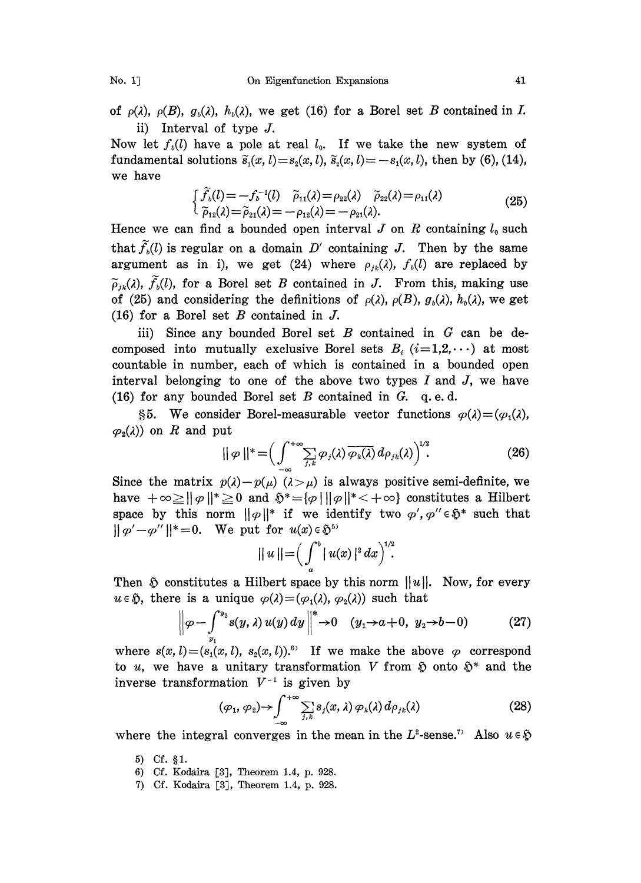of $\rho(\lambda)$, $\rho(B)$, $g_b(\lambda)$, $h_b(\lambda)$, we get (16) for a Borel set $B$ contained in $I$.

ii) Interval of type $J$.

Now let $f_b(l)$ have a pole at real $l_0$. If we take the new system of fundamental solutions $\tilde{s}_1(x, l)=s_2(x, l)$, $\tilde{s}_2(x, l)=-s_1(x, l)$, then by (6), (14), we have

$$\begin{cases} \tilde{f}_b(l)=-f_b^{-1}(l) \quad \tilde{\rho}_{11}(\lambda)=\rho_{22}(\lambda) \quad \tilde{\rho}_{22}(\lambda)=\rho_{11}(\lambda) \\ \tilde{\rho}_{12}(\lambda)=\tilde{\rho}_{21}(\lambda)=-\rho_{12}(\lambda)=-\rho_{21}(\lambda). \end{cases} \tag{25}$$

Hence we can find a bounded open interval $J$ on $R$ containing $l_0$ such that $\tilde{f}_b(l)$ is regular on a domain $D'$ containing $J$. Then by the same argument as in i), we get (24) where $\rho_{jk}(\lambda)$, $f_b(l)$ are replaced by $\tilde{\rho}_{jk}(\lambda)$, $\tilde{f}_b(l)$, for a Borel set $B$ contained in $J$. From this, making use of (25) and considering the definitions of $\rho(\lambda)$, $\rho(B)$, $g_b(\lambda)$, $h_b(\lambda)$, we get (16) for a Borel set $B$ contained in $J$.

iii) Since any bounded Borel set $B$ contained in $G$ can be decomposed into mutually exclusive Borel sets $B_i$ $(i=1,2,\cdots)$ at most countable in number, each of which is contained in a bounded open interval belonging to one of the above two types $I$ and $J$, we have (16) for any bounded Borel set $B$ contained in $G$. q. e. d.

§5. We consider Borel-measurable vector functions $\varphi(\lambda)=(\varphi_1(\lambda), \varphi_2(\lambda))$ on $R$ and put

$$\|\varphi\|^*=\Big(\int_{-\infty}^{+\infty}\sum_{j,k}\varphi_j(\lambda)\overline{\varphi_k(\lambda)}\,d\rho_{jk}(\lambda)\Big)^{1/2}. \tag{26}$$

Since the matrix $p(\lambda)-p(\mu)$ $(\lambda>\mu)$ is always positive semi-definite, we have $+\infty\geqq\|\varphi\|^*\geqq 0$ and $\mathfrak{H}^*=\{\varphi\,|\,\|\varphi\|^*<+\infty\}$ constitutes a Hilbert space by this norm $\|\varphi\|^*$ if we identify two $\varphi', \varphi''\in\mathfrak{H}^*$ such that $\|\varphi'-\varphi''\|^*=0$. We put for $u(x)\in\mathfrak{H}$[5]

$$\|u\|=\Big(\int_a^b |u(x)|^2\,dx\Big)^{1/2}.$$

Then $\mathfrak{H}$ constitutes a Hilbert space by this norm $\|u\|$. Now, for every $u\in\mathfrak{H}$, there is a unique $\varphi(\lambda)=(\varphi_1(\lambda), \varphi_2(\lambda))$ such that

$$\Big\|\varphi-\int_{y_1}^{y_2} s(y, \lambda)\,u(y)\,dy\Big\|^*\to 0 \quad (y_1\to a+0,\ y_2\to b-0) \tag{27}$$

where $s(x, l)=(s_1(x, l), s_2(x, l))$.[6] If we make the above $\varphi$ correspond to $u$, we have a unitary transformation $V$ from $\mathfrak{H}$ onto $\mathfrak{H}^*$ and the inverse transformation $V^{-1}$ is given by

$$(\varphi_1, \varphi_2)\to\int_{-\infty}^{+\infty}\sum_{j,k}s_j(x, \lambda)\,\varphi_k(\lambda)\,d\rho_{jk}(\lambda) \tag{28}$$

where the integral converges in the mean in the $L^2$-sense.[7] Also $u\in\mathfrak{H}$

5) Cf. §1.
6) Cf. Kodaira [3], Theorem 1.4, p. 928.
7) Cf. Kodaira [3], Theorem 1.4, p. 928.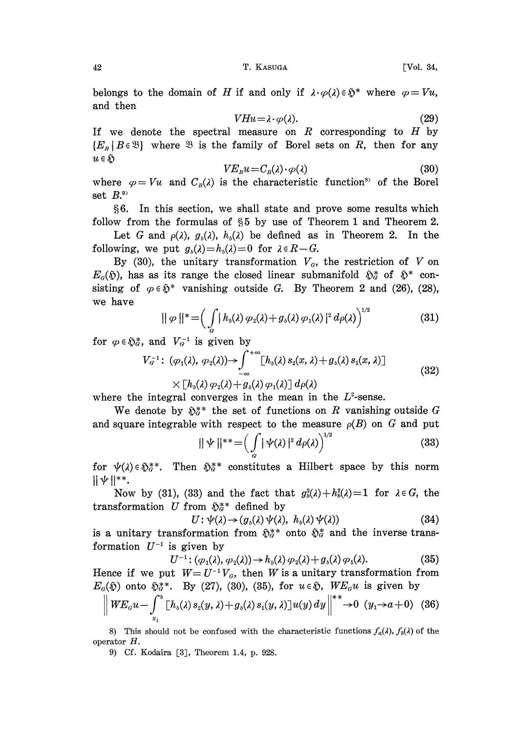belongs to the domain of $H$ if and only if $\lambda\cdot\varphi(\lambda)\in\mathfrak{H}^*$ where $\varphi=Vu$, and then

$$VHu=\lambda\cdot\varphi(\lambda). \tag{29}$$

If we denote the spectral measure on $R$ corresponding to $H$ by $\{E_B\,|\,B\in\mathfrak{B}\}$ where $\mathfrak{B}$ is the family of Borel sets on $R$, then for any $u\in\mathfrak{H}$

$$VE_Bu=C_B(\lambda)\cdot\varphi(\lambda) \tag{30}$$

where $\varphi=Vu$ and $C_B(\lambda)$ is the characteristic function[8] of the Borel set $B$.[9]

§6. In this section, we shall state and prove some results which follow from the formulas of §5 by use of Theorem 1 and Theorem 2.

Let $G$ and $\rho(\lambda)$, $g_b(\lambda)$, $h_b(\lambda)$ be defined as in Theorem 2. In the following, we put $g_b(\lambda)=h_b(\lambda)=0$ for $\lambda\in R-G$.

By (30), the unitary transformation $V_G$, the restriction of $V$ on $E_G(\mathfrak{H})$, has as its range the closed linear submanifold $\mathfrak{H}^*_G$ of $\mathfrak{H}^*$ consisting of $\varphi\in\mathfrak{H}^*$ vanishing outside $G$. By Theorem 2 and (26), (28), we have

$$\|\varphi\|^*=\Big(\int_G|h_b(\lambda)\varphi_2(\lambda)+g_b(\lambda)\varphi_1(\lambda)|^2\,d\rho(\lambda)\Big)^{1/2} \tag{31}$$

for $\varphi\in\mathfrak{H}^*_G$, and $V_G^{-1}$ is given by

$$V_G^{-1}\colon (\varphi_1(\lambda),\varphi_2(\lambda))\to\int_{-\infty}^{+\infty}[h_b(\lambda)s_2(x,\lambda)+g_b(\lambda)s_1(x,\lambda)]\times[h_b(\lambda)\varphi_2(\lambda)+g_b(\lambda)\varphi_1(\lambda)]\,d\rho(\lambda) \tag{32}$$

where the integral converges in the mean in the $L^2$-sense.

We denote by $\mathfrak{H}^{**}_G$ the set of functions on $R$ vanishing outside $G$ and square integrable with respect to the measure $\rho(B)$ on $G$ and put

$$\|\psi\|^{**}=\Big(\int_G|\psi(\lambda)|^2\,d\rho(\lambda)\Big)^{1/2} \tag{33}$$

for $\psi(\lambda)\in\mathfrak{H}^{**}_G$. Then $\mathfrak{H}^{**}_G$ constitutes a Hilbert space by this norm $\|\psi\|^{**}$.

Now by (31), (33) and the fact that $g_b^2(\lambda)+h_b^2(\lambda)=1$ for $\lambda\in G$, the transformation $U$ from $\mathfrak{H}^{**}_G$ defined by

$$U\colon\psi(\lambda)\to(g_b(\lambda)\psi(\lambda),\ h_b(\lambda)\psi(\lambda)) \tag{34}$$

is a unitary transformation from $\mathfrak{H}^{**}_G$ onto $\mathfrak{H}^*_G$ and the inverse transformation $U^{-1}$ is given by

$$U^{-1}\colon(\varphi_1(\lambda),\varphi_2(\lambda))\to h_b(\lambda)\varphi_2(\lambda)+g_b(\lambda)\varphi_1(\lambda). \tag{35}$$

Hence if we put $W=U^{-1}V_G$, then $W$ is a unitary transformation from $E_G(\mathfrak{H})$ onto $\mathfrak{H}^{**}_G$. By (27), (30), (35), for $u\in\mathfrak{H}$, $WE_Gu$ is given by

$$\Big\|WE_Gu-\int_{y_1}^{b}[h_b(\lambda)s_2(y,\lambda)+g_b(\lambda)s_1(y,\lambda)]u(y)\,dy\Big\|^{**}\to 0\ \ (y_1\to a+0) \tag{36}$$

8) This should not be confused with the characteristic functions $f_a(\lambda)$, $f_b(\lambda)$ of the operator $H$.

9) Cf. Kodaira [3], Theorem 1.4, p. 928.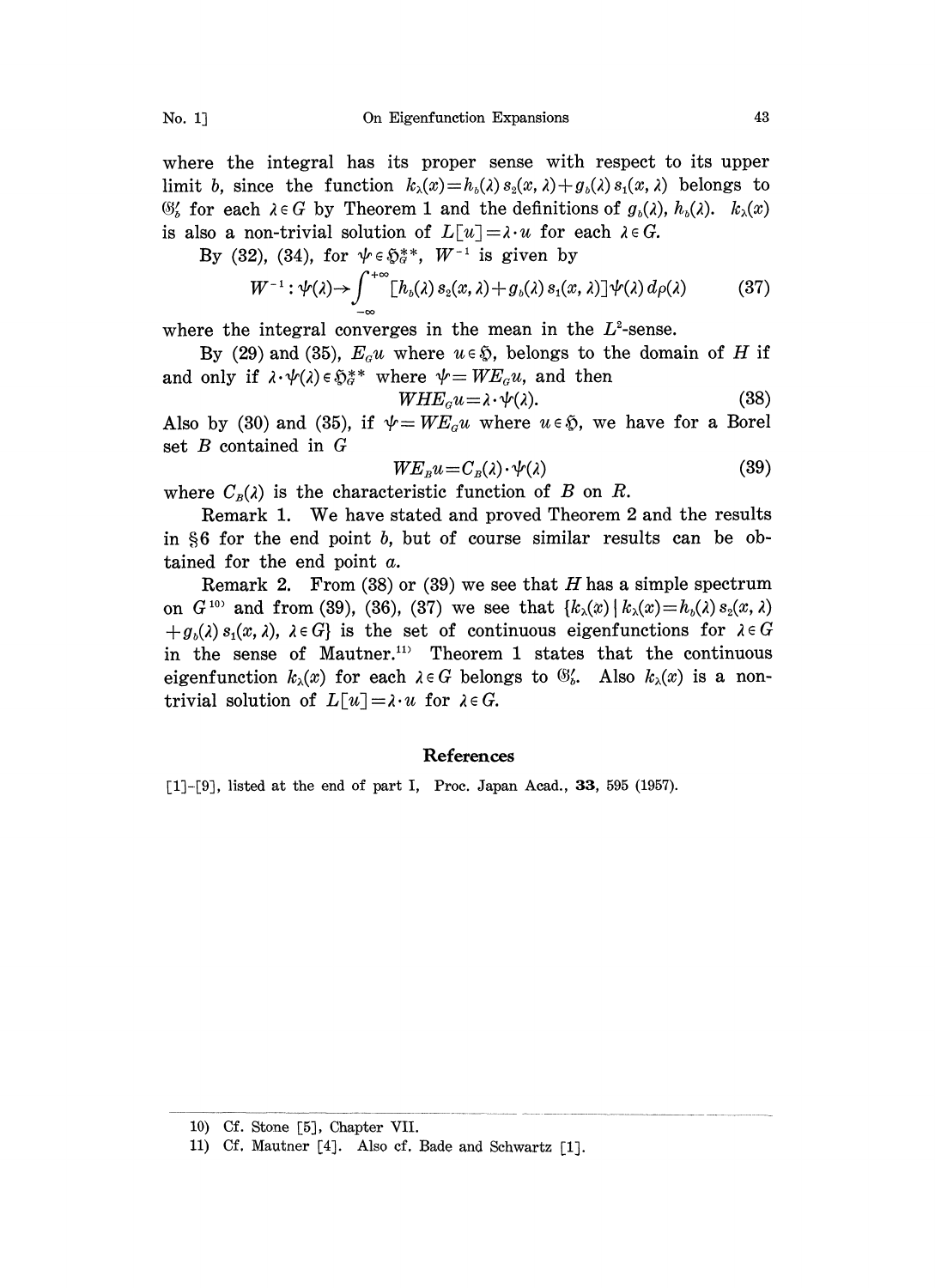where the integral has its proper sense with respect to its upper limit $b$, since the function $k_\lambda(x)=h_b(\lambda)\,s_2(x,\lambda)+g_b(\lambda)\,s_1(x,\lambda)$ belongs to $\mathfrak{G}_b'$ for each $\lambda \in G$ by Theorem 1 and the definitions of $g_b(\lambda)$, $h_b(\lambda)$. $k_\lambda(x)$ is also a non-trivial solution of $L[u]=\lambda\cdot u$ for each $\lambda \in G$.

By (32), (34), for $\psi \in \mathfrak{H}_G^{**}$, $W^{-1}$ is given by

$$W^{-1}:\psi(\lambda)\rightarrow\int_{-\infty}^{+\infty}[h_b(\lambda)\,s_2(x,\lambda)+g_b(\lambda)\,s_1(x,\lambda)]\psi(\lambda)\,d\rho(\lambda) \tag{37}$$

where the integral converges in the mean in the $L^2$-sense.

By (29) and (35), $E_G u$ where $u \in \mathfrak{H}$, belongs to the domain of $H$ if and only if $\lambda\cdot\psi(\lambda)\in\mathfrak{H}_G^{**}$ where $\psi=WE_G u$, and then

$$WHE_G u=\lambda\cdot\psi(\lambda). \tag{38}$$

Also by (30) and (35), if $\psi=WE_G u$ where $u\in\mathfrak{H}$, we have for a Borel set $B$ contained in $G$

$$WE_B u=C_B(\lambda)\cdot\psi(\lambda) \tag{39}$$

where $C_B(\lambda)$ is the characteristic function of $B$ on $R$.

Remark 1. We have stated and proved Theorem 2 and the results in §6 for the end point $b$, but of course similar results can be obtained for the end point $a$.

Remark 2. From (38) or (39) we see that $H$ has a simple spectrum on $G$[10] and from (39), (36), (37) we see that $\{k_\lambda(x)\mid k_\lambda(x)=h_b(\lambda)\,s_2(x,\lambda)+g_b(\lambda)\,s_1(x,\lambda),\ \lambda\in G\}$ is the set of continuous eigenfunctions for $\lambda\in G$ in the sense of Mautner.[11] Theorem 1 states that the continuous eigenfunction $k_\lambda(x)$ for each $\lambda\in G$ belongs to $\mathfrak{G}_b'$. Also $k_\lambda(x)$ is a non-trivial solution of $L[u]=\lambda\cdot u$ for $\lambda\in G$.

## References

[1]-[9], listed at the end of part I, Proc. Japan Acad., **33**, 595 (1957).

10) Cf. Stone [5], Chapter VII.

11) Cf. Mautner [4]. Also cf. Bade and Schwartz [1].